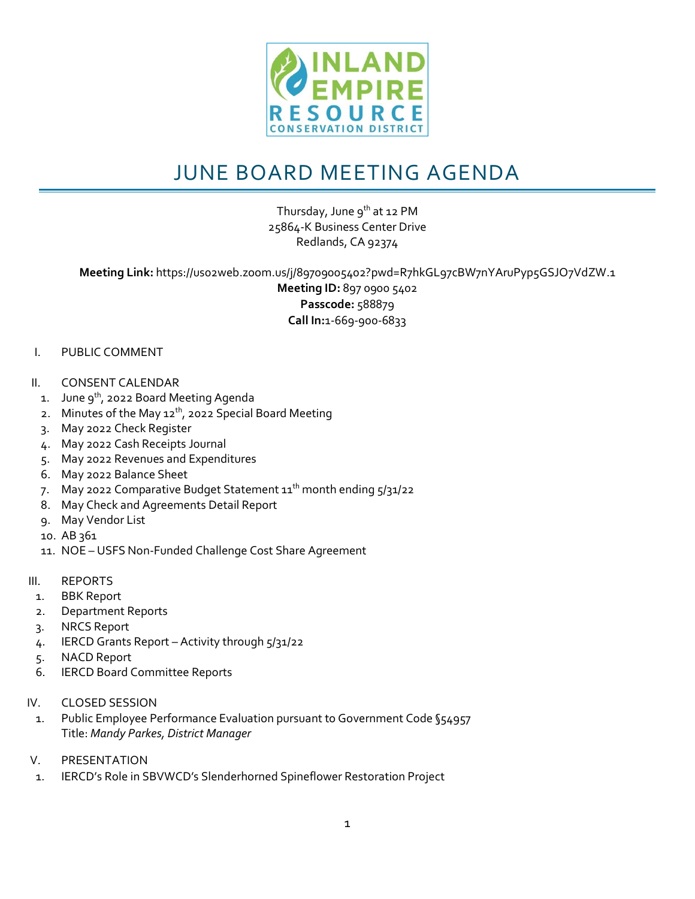INLAND EMPIRE RESOURCE CONSERVATION DISTRICT

# JUNE BOARD MEETING AGENDA

Thursday, June 9th at 12 PM
25864-K Business Center Drive
Redlands, CA 92374

**Meeting Link:** https://us02web.zoom.us/j/89709005402?pwd=R7hkGL97cBW7nYAruPyp5GSJO7VdZW.1
**Meeting ID:** 897 0900 5402
**Passcode:** 588879
**Call In:**1-669-900-6833

I. PUBLIC COMMENT

II. CONSENT CALENDAR
1. June 9th, 2022 Board Meeting Agenda
2. Minutes of the May 12th, 2022 Special Board Meeting
3. May 2022 Check Register
4. May 2022 Cash Receipts Journal
5. May 2022 Revenues and Expenditures
6. May 2022 Balance Sheet
7. May 2022 Comparative Budget Statement 11th month ending 5/31/22
8. May Check and Agreements Detail Report
9. May Vendor List
10. AB 361
11. NOE – USFS Non-Funded Challenge Cost Share Agreement

III. REPORTS
1. BBK Report
2. Department Reports
3. NRCS Report
4. IERCD Grants Report – Activity through 5/31/22
5. NACD Report
6. IERCD Board Committee Reports

IV. CLOSED SESSION
1. Public Employee Performance Evaluation pursuant to Government Code §54957
   Title: *Mandy Parkes, District Manager*

V. PRESENTATION
1. IERCD's Role in SBVWCD's Slenderhorned Spineflower Restoration Project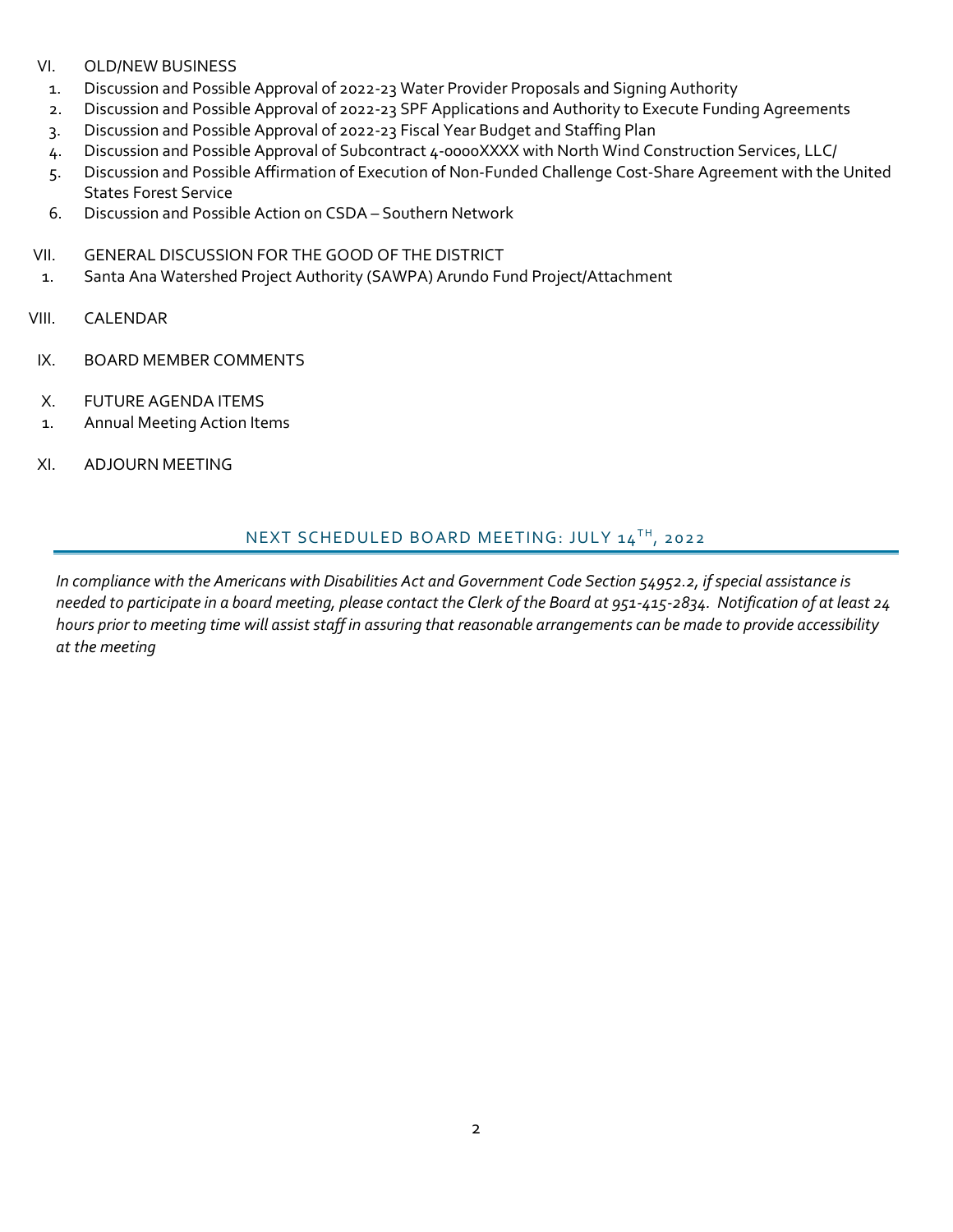VI. OLD/NEW BUSINESS

1. Discussion and Possible Approval of 2022-23 Water Provider Proposals and Signing Authority
2. Discussion and Possible Approval of 2022-23 SPF Applications and Authority to Execute Funding Agreements
3. Discussion and Possible Approval of 2022-23 Fiscal Year Budget and Staffing Plan
4. Discussion and Possible Approval of Subcontract 4-0000XXXX with North Wind Construction Services, LLC/
5. Discussion and Possible Affirmation of Execution of Non-Funded Challenge Cost-Share Agreement with the United States Forest Service
6. Discussion and Possible Action on CSDA – Southern Network

VII. GENERAL DISCUSSION FOR THE GOOD OF THE DISTRICT

1. Santa Ana Watershed Project Authority (SAWPA) Arundo Fund Project/Attachment

VIII. CALENDAR

IX. BOARD MEMBER COMMENTS

X. FUTURE AGENDA ITEMS

1. Annual Meeting Action Items

XI. ADJOURN MEETING

## NEXT SCHEDULED BOARD MEETING: JULY 14TH, 2022

*In compliance with the Americans with Disabilities Act and Government Code Section 54952.2, if special assistance is needed to participate in a board meeting, please contact the Clerk of the Board at 951-415-2834. Notification of at least 24 hours prior to meeting time will assist staff in assuring that reasonable arrangements can be made to provide accessibility at the meeting*